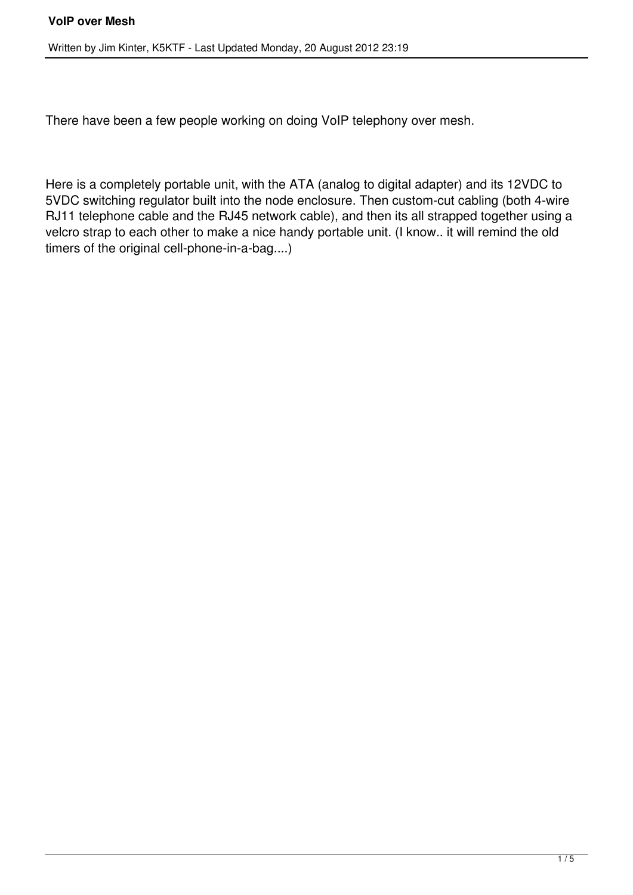There have been a few people working on doing VoIP telephony over mesh.

Here is a completely portable unit, with the ATA (analog to digital adapter) and its 12VDC to 5VDC switching regulator built into the node enclosure. Then custom-cut cabling (both 4-wire RJ11 telephone cable and the RJ45 network cable), and then its all strapped together using a velcro strap to each other to make a nice handy portable unit. (I know.. it will remind the old timers of the original cell-phone-in-a-bag....)